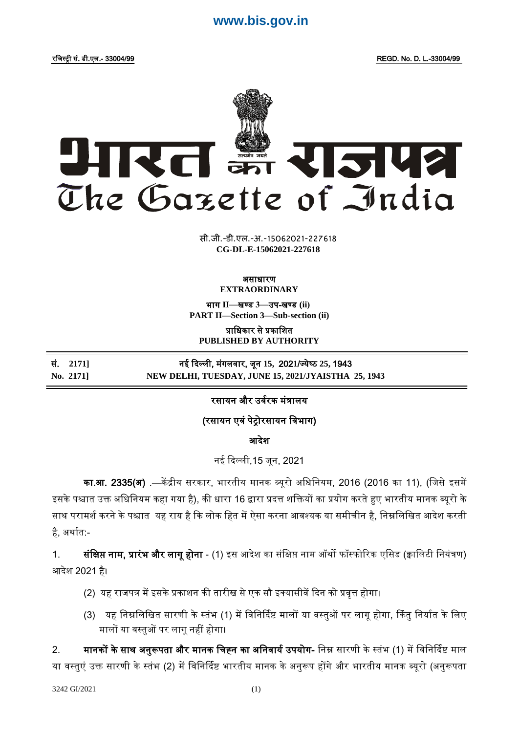www.bis.gov.in

रजिस्ट्री सं. डी.एल.- 33004/99 REGD. No. D. L.-33004/99

# भारत का राजपत्र
# The Gazette of India

सी.जी.-डी.एल.-अ.-15062021-227618
**CG-DL-E-15062021-227618**

असाधारण
**EXTRAORDINARY**

भाग II—खण्ड 3—उप-खण्ड (ii)
**PART II—Section 3—Sub-section (ii)**

प्राधिकार से प्रकाशित
**PUBLISHED BY AUTHORITY**

| सं. 2171] | नई दिल्ली, मंगलवार, जून 15, 2021/ज्येष्ठ 25, 1943 |
|---|---|
| No. 2171] | NEW DELHI, TUESDAY, JUNE 15, 2021/JYAISTHA 25, 1943 |

## रसायन और उर्वरक मंत्रालय

## (रसायन एवं पेट्रोरसायन विभाग)

## आदेश

नई दिल्ली,15 जून, 2021

**का.आ. 2335(अ)** .—केंद्रीय सरकार, भारतीय मानक ब्यूरो अधिनियम, 2016 (2016 का 11), (जिसे इसमें इसके पश्चात उक्त अधिनियम कहा गया है), की धारा 16 द्वारा प्रदत्त शक्तियों का प्रयोग करते हुए भारतीय मानक ब्यूरो के साथ परामर्श करने के पश्चात यह राय है कि लोक हित में ऐसा करना आवश्यक या समीचीन है, निम्नलिखित आदेश करती है, अर्थात:-

1. **संक्षिप्त नाम, प्रारंभ और लागू होना** - (1) इस आदेश का संक्षिप्त नाम ऑर्थो फॉस्फोरिक एसिड (क्वालिटी नियंत्रण) आदेश 2021 है।

   (2) यह राजपत्र में इसके प्रकाशन की तारीख से एक सौ इक्यासीवें दिन को प्रवृत्त होगा।

   (3) यह निम्नलिखित सारणी के स्तंभ (1) में विनिर्दिष्ट मालों या वस्तुओं पर लागू होगा, किंतु निर्यात के लिए मालों या वस्तुओं पर लागू नहीं होगा।

2. **मानकों के साथ अनुरूपता और मानक चिह्न का अनिवार्य उपयोग-** निम्न सारणी के स्तंभ (1) में विनिर्दिष्ट माल या वस्तुएं उक्त सारणी के स्तंभ (2) में विनिर्दिष्ट भारतीय मानक के अनुरूप होंगे और भारतीय मानक ब्यूरो (अनुरूपता

3242 GI/2021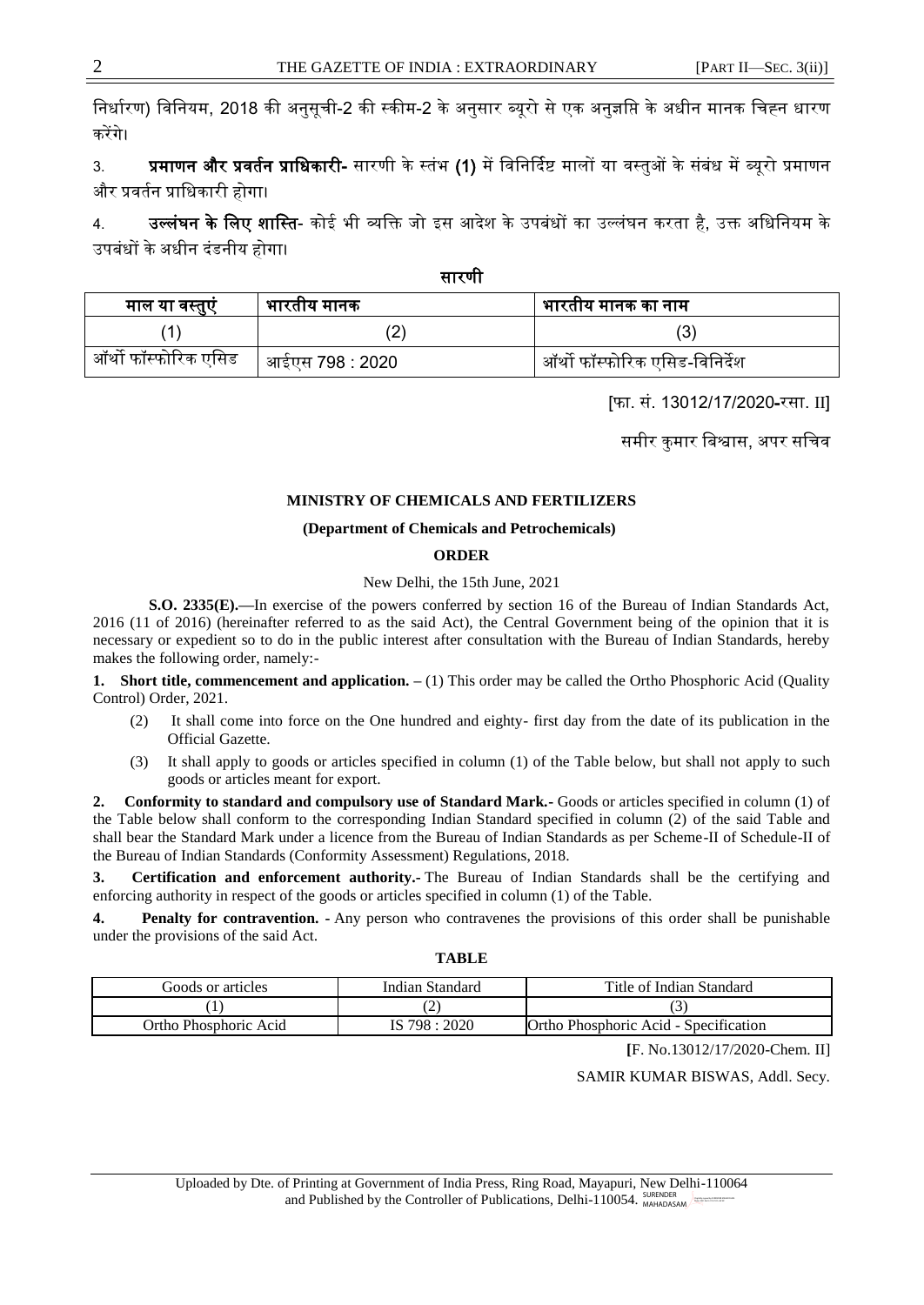निर्धारण) विनियम, 2018 की अनुसूची-2 की स्कीम-2 के अनुसार ब्यूरो से एक अनुज्ञप्ति के अधीन मानक चिह्न धारण करेंगे।

3. **प्रमाणन और प्रवर्तन प्राधिकारी-** सारणी के स्तंभ **(1)** में विनिर्दिष्ट मालों या वस्तुओं के संबंध में ब्यूरो प्रमाणन और प्रवर्तन प्राधिकारी होगा।

4. **उल्लंघन के लिए शास्ति-** कोई भी व्यक्ति जो इस आदेश के उपबंधों का उल्लंघन करता है, उक्त अधिनियम के उपबंधों के अधीन दंडनीय होगा।

**सारणी**

| माल या वस्तुएं | भारतीय मानक | भारतीय मानक का नाम |
|---|---|---|
| (1) | (2) | (3) |
| ऑर्थो फॉस्फोरिक एसिड | आईएस 798 : 2020 | ऑर्थो फॉस्फोरिक एसिड-विनिर्देश |

[फा. सं. 13012/17/2020-रसा. II]

समीर कुमार बिश्वास, अपर सचिव

**MINISTRY OF CHEMICALS AND FERTILIZERS**

**(Department of Chemicals and Petrochemicals)**

**ORDER**

New Delhi, the 15th June, 2021

**S.O. 2335(E).—**In exercise of the powers conferred by section 16 of the Bureau of Indian Standards Act, 2016 (11 of 2016) (hereinafter referred to as the said Act), the Central Government being of the opinion that it is necessary or expedient so to do in the public interest after consultation with the Bureau of Indian Standards, hereby makes the following order, namely:-

**1. Short title, commencement and application. –** (1) This order may be called the Ortho Phosphoric Acid (Quality Control) Order, 2021.

(2) It shall come into force on the One hundred and eighty- first day from the date of its publication in the Official Gazette.

(3) It shall apply to goods or articles specified in column (1) of the Table below, but shall not apply to such goods or articles meant for export.

**2. Conformity to standard and compulsory use of Standard Mark.-** Goods or articles specified in column (1) of the Table below shall conform to the corresponding Indian Standard specified in column (2) of the said Table and shall bear the Standard Mark under a licence from the Bureau of Indian Standards as per Scheme-II of Schedule-II of the Bureau of Indian Standards (Conformity Assessment) Regulations, 2018.

**3. Certification and enforcement authority.-** The Bureau of Indian Standards shall be the certifying and enforcing authority in respect of the goods or articles specified in column (1) of the Table.

**4. Penalty for contravention. -** Any person who contravenes the provisions of this order shall be punishable under the provisions of the said Act.

**TABLE**

| Goods or articles | Indian Standard | Title of Indian Standard |
|---|---|---|
| (1) | (2) | (3) |
| Ortho Phosphoric Acid | IS 798 : 2020 | Ortho Phosphoric Acid - Specification |

**[**F. No.13012/17/2020-Chem. II]

SAMIR KUMAR BISWAS, Addl. Secy.

Uploaded by Dte. of Printing at Government of India Press, Ring Road, Mayapuri, New Delhi-110064 and Published by the Controller of Publications, Delhi-110054. SURENDER MAHADASAM